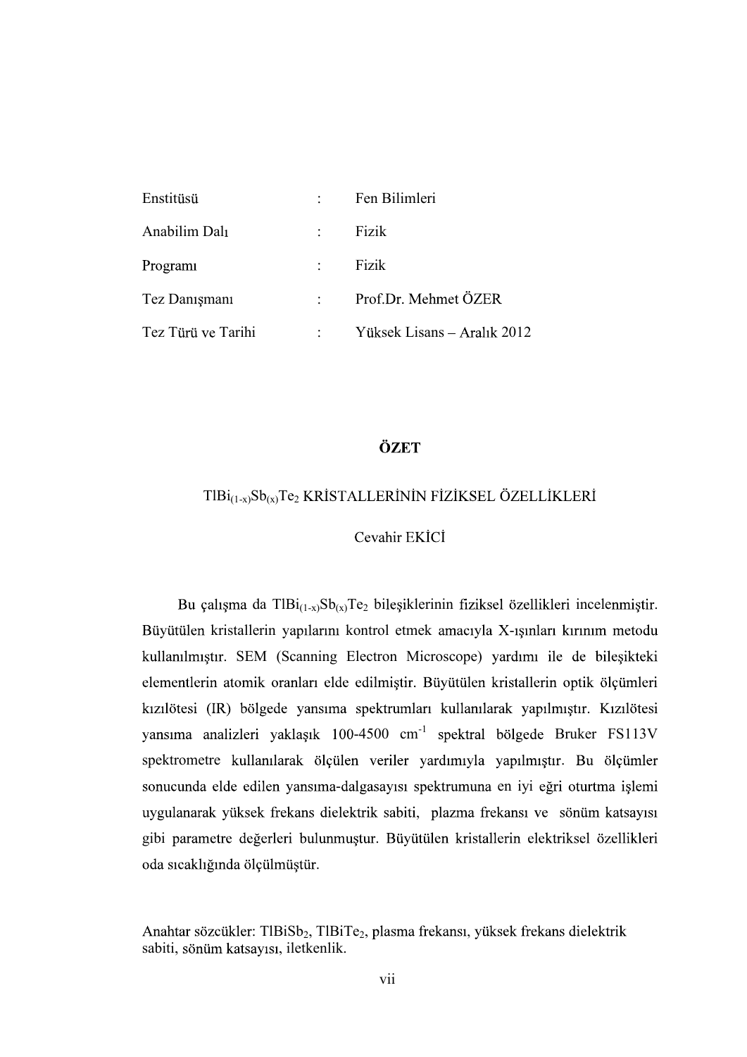| | | |
|---|---|---|
| Enstitüsü | : | Fen Bilimleri |
| Anabilim Dalı | : | Fizik |
| Programı | : | Fizik |
| Tez Danışmanı | : | Prof.Dr. Mehmet ÖZER |
| Tez Türü ve Tarihi | : | Yüksek Lisans – Aralık 2012 |

# ÖZET

## $TlBi_{(1-x)}Sb_{(x)}Te_2$ KRİSTALLERİNİN FİZİKSEL ÖZELLİKLERİ

Cevahir EKİCİ

Bu çalışma da $TlBi_{(1-x)}Sb_{(x)}Te_2$ bileşiklerinin fiziksel özellikleri incelenmiştir. Büyütülen kristallerin yapılarını kontrol etmek amacıyla X-ışınları kırınım metodu kullanılmıştır. SEM (Scanning Electron Microscope) yardımı ile de bileşikteki elementlerin atomik oranları elde edilmiştir. Büyütülen kristallerin optik ölçümleri kızılötesi (IR) bölgede yansıma spektrumları kullanılarak yapılmıştır. Kızılötesi yansıma analizleri yaklaşık 100-4500 $cm^{-1}$ spektral bölgede Bruker FS113V spektrometre kullanılarak ölçülen veriler yardımıyla yapılmıştır. Bu ölçümler sonucunda elde edilen yansıma-dalgasayısı spektrumuna en iyi eğri oturtma işlemi uygulanarak yüksek frekans dielektrik sabiti, plazma frekansı ve sönüm katsayısı gibi parametre değerleri bulunmuştur. Büyütülen kristallerin elektriksel özellikleri oda sıcaklığında ölçülmüştür.

Anahtar sözcükler: $TlBiSb_2$, $TlBiTe_2$, plasma frekansı, yüksek frekans dielektrik sabiti, sönüm katsayısı, iletkenlik.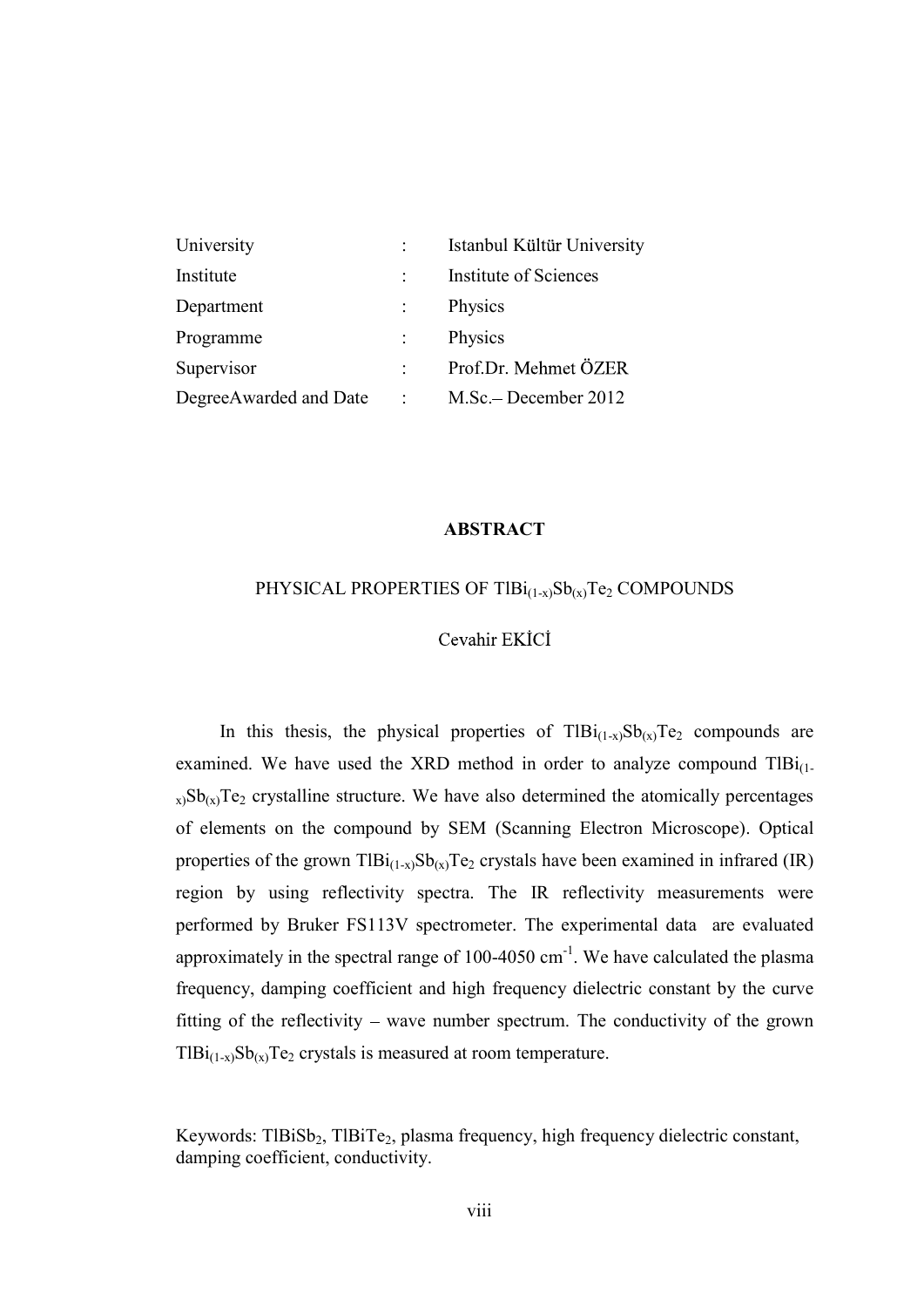| | | |
|---|---|---|
| University | : | Istanbul Kültür University |
| Institute | : | Institute of Sciences |
| Department | : | Physics |
| Programme | : | Physics |
| Supervisor | : | Prof.Dr. Mehmet ÖZER |
| DegreeAwarded and Date | : | M.Sc.– December 2012 |

## ABSTRACT

### PHYSICAL PROPERTIES OF $TlBi_{(1-x)}Sb_{(x)}Te_2$ COMPOUNDS

Cevahir EKİCİ

In this thesis, the physical properties of $TlBi_{(1-x)}Sb_{(x)}Te_2$ compounds are examined. We have used the XRD method in order to analyze compound $TlBi_{(1-x)}Sb_{(x)}Te_2$ crystalline structure. We have also determined the atomically percentages of elements on the compound by SEM (Scanning Electron Microscope). Optical properties of the grown $TlBi_{(1-x)}Sb_{(x)}Te_2$ crystals have been examined in infrared (IR) region by using reflectivity spectra. The IR reflectivity measurements were performed by Bruker FS113V spectrometer. The experimental data are evaluated approximately in the spectral range of 100-4050 $cm^{-1}$. We have calculated the plasma frequency, damping coefficient and high frequency dielectric constant by the curve fitting of the reflectivity – wave number spectrum. The conductivity of the grown $TlBi_{(1-x)}Sb_{(x)}Te_2$ crystals is measured at room temperature.

Keywords: $TlBiSb_2$, $TlBiTe_2$, plasma frequency, high frequency dielectric constant, damping coefficient, conductivity.